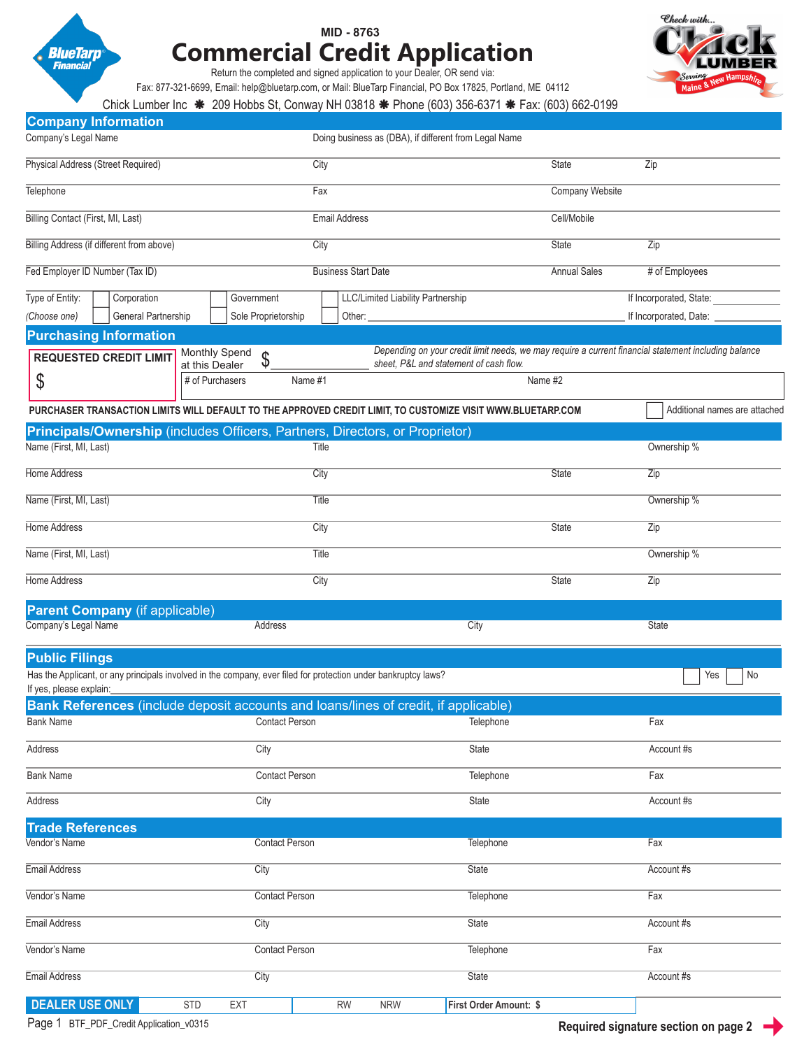MID - 8763

# Commercial Credit Application

Return the completed and signed application to your Dealer, OR send via:

Fax: 877-321-6699, Email: help@bluetarp.com, or Mail: BlueTarp Financial, PO Box 17825, Portland, ME 04112

Chick Lumber Inc ✱ 209 Hobbs St, Conway NH 03818 ✱ Phone (603) 356-6371 ✱ Fax: (603) 662-0199

## Company Information

| Company's Legal Name | Doing business as (DBA), if different from Legal Name | | |
|---|---|---|---|
| Physical Address (Street Required) | City | State | Zip |
| Telephone | Fax | Company Website | |
| Billing Contact (First, MI, Last) | Email Address | Cell/Mobile | |
| Billing Address (if different from above) | City | State | Zip |
| Fed Employer ID Number (Tax ID) | Business Start Date | Annual Sales | # of Employees |

Type of Entity: *(Choose one)*

- ☐ Corporation
- ☐ General Partnership
- ☐ Government
- ☐ Sole Proprietorship
- ☐ LLC/Limited Liability Partnership
- ☐ Other: ____________

If Incorporated, State: ____________

If Incorporated, Date: ____________

## Purchasing Information

**REQUESTED CREDIT LIMIT** $

Monthly Spend at this Dealer $ ____________

*Depending on your credit limit needs, we may require a current financial statement including balance sheet, P&L and statement of cash flow.*

| # of Purchasers | Name #1 | Name #2 |
|---|---|---|
| | | |

**PURCHASER TRANSACTION LIMITS WILL DEFAULT TO THE APPROVED CREDIT LIMIT, TO CUSTOMIZE VISIT WWW.BLUETARP.COM**

☐ Additional names are attached

## Principals/Ownership (includes Officers, Partners, Directors, or Proprietor)

| Name (First, MI, Last) | Title | | Ownership % |
|---|---|---|---|
| Home Address | City | State | Zip |
| Name (First, MI, Last) | Title | | Ownership % |
| Home Address | City | State | Zip |
| Name (First, MI, Last) | Title | | Ownership % |
| Home Address | City | State | Zip |

## Parent Company (if applicable)

| Company's Legal Name | Address | City | State |
|---|---|---|---|
| | | | |

## Public Filings

Has the Applicant, or any principals involved in the company, ever filed for protection under bankruptcy laws? ☐ Yes ☐ No

If yes, please explain:

## Bank References (include deposit accounts and loans/lines of credit, if applicable)

| Bank Name | Contact Person | Telephone | Fax |
|---|---|---|---|
| Address | City | State | Account #s |
| Bank Name | Contact Person | Telephone | Fax |
| Address | City | State | Account #s |

## Trade References

| Vendor's Name | Contact Person | Telephone | Fax |
|---|---|---|---|
| Email Address | City | State | Account #s |
| Vendor's Name | Contact Person | Telephone | Fax |
| Email Address | City | State | Account #s |
| Vendor's Name | Contact Person | Telephone | Fax |
| Email Address | City | State | Account #s |

| DEALER USE ONLY | STD | EXT | RW | NRW | First Order Amount: $ |
|---|---|---|---|---|---|

BTF_PDF_Credit Application_v0315

**Required signature section on page 2** ➜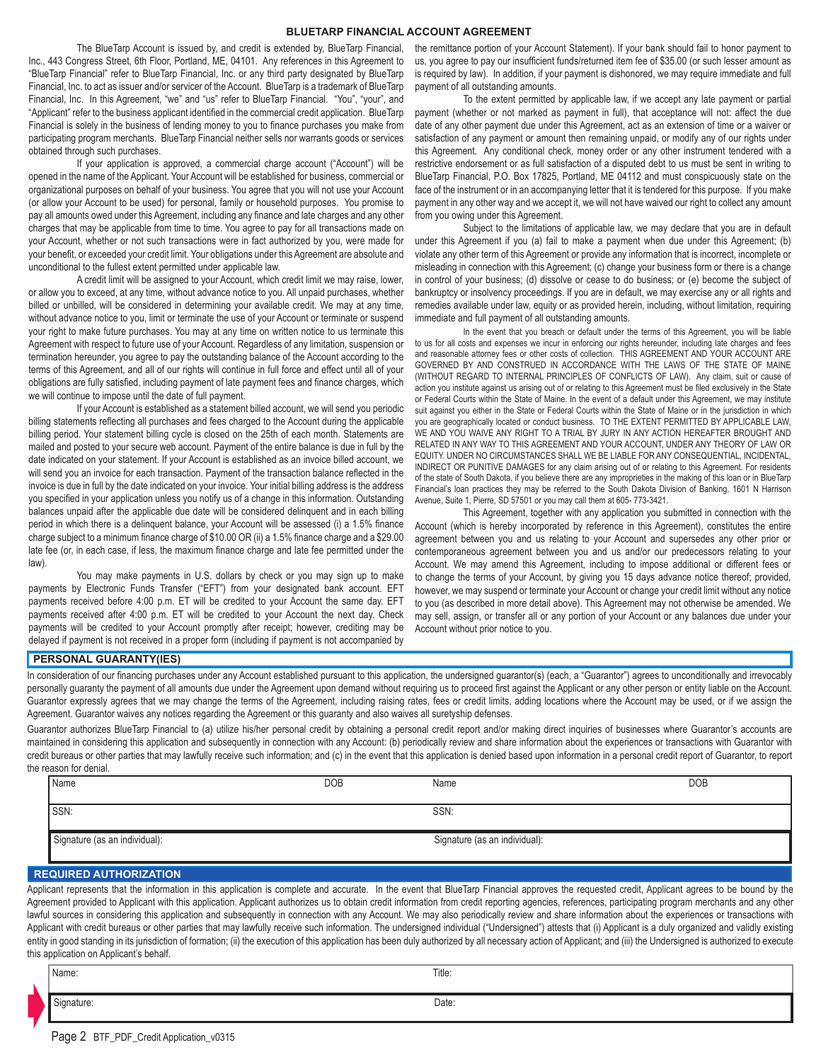# BLUETARP FINANCIAL ACCOUNT AGREEMENT

The BlueTarp Account is issued by, and credit is extended by, BlueTarp Financial, Inc., 443 Congress Street, 6th Floor, Portland, ME, 04101. Any references in this Agreement to "BlueTarp Financial" refer to BlueTarp Financial, Inc. or any third party designated by BlueTarp Financial, Inc. to act as issuer and/or servicer of the Account. BlueTarp is a trademark of BlueTarp Financial, Inc. In this Agreement, "we" and "us" refer to BlueTarp Financial. "You", "your", and "Applicant" refer to the business applicant identified in the commercial credit application. BlueTarp Financial is solely in the business of lending money to you to finance purchases you make from participating program merchants. BlueTarp Financial neither sells nor warrants goods or services obtained through such purchases.

If your application is approved, a commercial charge account ("Account") will be opened in the name of the Applicant. Your Account will be established for business, commercial or organizational purposes on behalf of your business. You agree that you will not use your Account (or allow your Account to be used) for personal, family or household purposes. You promise to pay all amounts owed under this Agreement, including any finance and late charges and any other charges that may be applicable from time to time. You agree to pay for all transactions made on your Account, whether or not such transactions were in fact authorized by you, were made for your benefit, or exceeded your credit limit. Your obligations under this Agreement are absolute and unconditional to the fullest extent permitted under applicable law.

A credit limit will be assigned to your Account, which credit limit we may raise, lower, or allow you to exceed, at any time, without advance notice to you. All unpaid purchases, whether billed or unbilled, will be considered in determining your available credit. We may at any time, without advance notice to you, limit or terminate the use of your Account or terminate or suspend your right to make future purchases. You may at any time on written notice to us terminate this Agreement with respect to future use of your Account. Regardless of any limitation, suspension or termination hereunder, you agree to pay the outstanding balance of the Account according to the terms of this Agreement, and all of our rights will continue in full force and effect until all of your obligations are fully satisfied, including payment of late payment fees and finance charges, which we will continue to impose until the date of full payment.

If your Account is established as a statement billed account, we will send you periodic billing statements reflecting all purchases and fees charged to the Account during the applicable billing period. Your statement billing cycle is closed on the 25th of each month. Statements are mailed and posted to your secure web account. Payment of the entire balance is due in full by the date indicated on your statement. If your Account is established as an invoice billed account, we will send you an invoice for each transaction. Payment of the transaction balance reflected in the invoice is due in full by the date indicated on your invoice. Your initial billing address is the address you specified in your application unless you notify us of a change in this information. Outstanding balances unpaid after the applicable due date will be considered delinquent and in each billing period in which there is a delinquent balance, your Account will be assessed (i) a 1.5% finance charge subject to a minimum finance charge of $10.00 OR (ii) a 1.5% finance charge and a $29.00 late fee (or, in each case, if less, the maximum finance charge and late fee permitted under the law).

You may make payments in U.S. dollars by check or you may sign up to make payments by Electronic Funds Transfer ("EFT") from your designated bank account. EFT payments received before 4:00 p.m. ET will be credited to your Account the same day. EFT payments received after 4:00 p.m. ET will be credited to your Account the next day. Check payments will be credited to your Account promptly after receipt; however, crediting may be delayed if payment is not received in a proper form (including if payment is not accompanied by the remittance portion of your Account Statement). If your bank should fail to honor payment to us, you agree to pay our insufficient funds/returned item fee of $35.00 (or such lesser amount as is required by law). In addition, if your payment is dishonored, we may require immediate and full payment of all outstanding amounts.

To the extent permitted by applicable law, if we accept any late payment or partial payment (whether or not marked as payment in full), that acceptance will not: affect the due date of any other payment due under this Agreement, act as an extension of time or a waiver or satisfaction of any payment or amount then remaining unpaid, or modify any of our rights under this Agreement. Any conditional check, money order or any other instrument tendered with a restrictive endorsement or as full satisfaction of a disputed debt to us must be sent in writing to BlueTarp Financial, P.O. Box 17825, Portland, ME 04112 and must conspicuously state on the face of the instrument or in an accompanying letter that it is tendered for this purpose. If you make payment in any other way and we accept it, we will not have waived our right to collect any amount from you owing under this Agreement.

Subject to the limitations of applicable law, we may declare that you are in default under this Agreement if you (a) fail to make a payment when due under this Agreement; (b) violate any other term of this Agreement or provide any information that is incorrect, incomplete or misleading in connection with this Agreement; (c) change your business form or there is a change in control of your business; (d) dissolve or cease to do business; or (e) become the subject of bankruptcy or insolvency proceedings. If you are in default, we may exercise any or all rights and remedies available under law, equity or as provided herein, including, without limitation, requiring immediate and full payment of all outstanding amounts.

In the event that you breach or default under the terms of this Agreement, you will be liable to us for all costs and expenses we incur in enforcing our rights hereunder, including late charges and fees and reasonable attorney fees or other costs of collection. THIS AGREEMENT AND YOUR ACCOUNT ARE GOVERNED BY AND CONSTRUED IN ACCORDANCE WITH THE LAWS OF THE STATE OF MAINE (WITHOUT REGARD TO INTERNAL PRINCIPLES OF CONFLICTS OF LAW). Any claim, suit or cause of action you institute against us arising out of or relating to this Agreement must be filed exclusively in the State or Federal Courts within the State of Maine. In the event of a default under this Agreement, we may institute suit against you either in the State or Federal Courts within the State of Maine or in the jurisdiction in which you are geographically located or conduct business. TO THE EXTENT PERMITTED BY APPLICABLE LAW, WE AND YOU WAIVE ANY RIGHT TO A TRIAL BY JURY IN ANY ACTION HEREAFTER BROUGHT AND RELATED IN ANY WAY TO THIS AGREEMENT AND YOUR ACCOUNT, UNDER ANY THEORY OF LAW OR EQUITY. UNDER NO CIRCUMSTANCES SHALL WE BE LIABLE FOR ANY CONSEQUENTIAL, INCIDENTAL, INDIRECT OR PUNITIVE DAMAGES for any claim arising out of or relating to this Agreement. For residents of the state of South Dakota, if you believe there are any improprieties in the making of this loan or in BlueTarp Financial's loan practices they may be referred to the South Dakota Division of Banking, 1601 N Harrison Avenue, Suite 1, Pierre, SD 57501 or you may call them at 605- 773-3421.

This Agreement, together with any application you submitted in connection with the Account (which is hereby incorporated by reference in this Agreement), constitutes the entire agreement between you and us relating to your Account and supersedes any other prior or contemporaneous agreement between you and us and/or our predecessors relating to your Account. We may amend this Agreement, including to impose additional or different fees or to change the terms of your Account, by giving you 15 days advance notice thereof; provided, however, we may suspend or terminate your Account or change your credit limit without any notice to you (as described in more detail above). This Agreement may not otherwise be amended. We may sell, assign, or transfer all or any portion of your Account or any balances due under your Account without prior notice to you.

## PERSONAL GUARANTY(IES)

In consideration of our financing purchases under any Account established pursuant to this application, the undersigned guarantor(s) (each, a "Guarantor") agrees to unconditionally and irrevocably personally guaranty the payment of all amounts due under the Agreement upon demand without requiring us to proceed first against the Applicant or any other person or entity liable on the Account. Guarantor expressly agrees that we may change the terms of the Agreement, including raising rates, fees or credit limits, adding locations where the Account may be used, or if we assign the Agreement. Guarantor waives any notices regarding the Agreement or this guaranty and also waives all suretyship defenses.

Guarantor authorizes BlueTarp Financial to (a) utilize his/her personal credit by obtaining a personal credit report and/or making direct inquiries of businesses where Guarantor's accounts are maintained in considering this application and subsequently in connection with any Account: (b) periodically review and share information about the experiences or transactions with Guarantor with credit bureaus or other parties that may lawfully receive such information; and (c) in the event that this application is denied based upon information in a personal credit report of Guarantor, to report the reason for denial.

| | | | |
|---|---|---|---|
| Name | DOB | Name | DOB |
| SSN: | | SSN: | |
| Signature (as an individual): | | Signature (as an individual): | |

## REQUIRED AUTHORIZATION

Applicant represents that the information in this application is complete and accurate. In the event that BlueTarp Financial approves the requested credit, Applicant agrees to be bound by the Agreement provided to Applicant with this application. Applicant authorizes us to obtain credit information from credit reporting agencies, references, participating program merchants and any other lawful sources in considering this application and subsequently in connection with any Account. We may also periodically review and share information about the experiences or transactions with Applicant with credit bureaus or other parties that may lawfully receive such information. The undersigned individual ("Undersigned") attests that (i) Applicant is a duly organized and validly existing entity in good standing in its jurisdiction of formation; (ii) the execution of this application has been duly authorized by all necessary action of Applicant; and (iii) the Undersigned is authorized to execute this application on Applicant's behalf.

| | |
|---|---|
| Name: | Title: |
| Signature: | Date: |

BTF_PDF_Credit Application_v0315